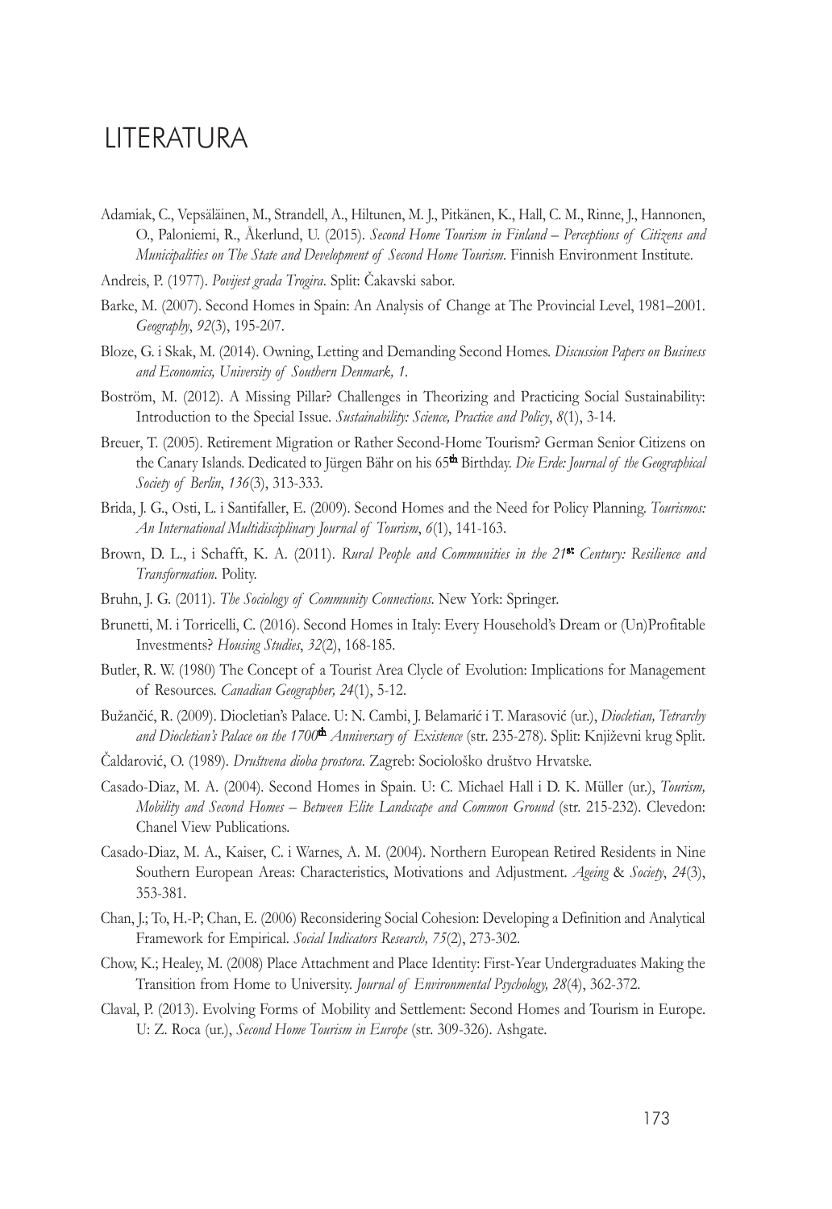# LITERATURA

Adamiak, C., Vepsäläinen, M., Strandell, A., Hiltunen, M. J., Pitkänen, K., Hall, C. M., Rinne, J., Hannonen, O., Paloniemi, R., Åkerlund, U. (2015). *Second Home Tourism in Finland – Perceptions of Citizens and Municipalities on The State and Development of Second Home Tourism*. Finnish Environment Institute.

Andreis, P. (1977). *Povijest grada Trogira*. Split: Čakavski sabor.

Barke, M. (2007). Second Homes in Spain: An Analysis of Change at The Provincial Level, 1981–2001. *Geography*, *92*(3), 195-207.

Bloze, G. i Skak, M. (2014). Owning, Letting and Demanding Second Homes. *Discussion Papers on Business and Economics, University of Southern Denmark, 1*.

Boström, M. (2012). A Missing Pillar? Challenges in Theorizing and Practicing Social Sustainability: Introduction to the Special Issue. *Sustainability: Science, Practice and Policy*, *8*(1), 3-14.

Breuer, T. (2005). Retirement Migration or Rather Second-Home Tourism? German Senior Citizens on the Canary Islands. Dedicated to Jürgen Bähr on his 65th Birthday. *Die Erde: Journal of the Geographical Society of Berlin*, *136*(3), 313-333.

Brida, J. G., Osti, L. i Santifaller, E. (2009). Second Homes and the Need for Policy Planning. *Tourismos: An International Multidisciplinary Journal of Tourism*, *6*(1), 141-163.

Brown, D. L., i Schafft, K. A. (2011). *Rural People and Communities in the 21st Century: Resilience and Transformation*. Polity.

Bruhn, J. G. (2011). *The Sociology of Community Connections*. New York: Springer.

Brunetti, M. i Torricelli, C. (2016). Second Homes in Italy: Every Household's Dream or (Un)Profitable Investments? *Housing Studies*, *32*(2), 168-185.

Butler, R. W. (1980) The Concept of a Tourist Area Cycle of Evolution: Implications for Management of Resources. *Canadian Geographer, 24*(1), 5-12.

Bužančić, R. (2009). Diocletian's Palace. U: N. Cambi, J. Belamarić i T. Marasović (ur.), *Diocletian, Tetrarchy and Diocletian's Palace on the 1700th Anniversary of Existence* (str. 235-278). Split: Književni krug Split.

Čaldarović, O. (1989). *Društvena dioba prostora*. Zagreb: Sociološko društvo Hrvatske.

Casado-Diaz, M. A. (2004). Second Homes in Spain. U: C. Michael Hall i D. K. Müller (ur.), *Tourism, Mobility and Second Homes – Between Elite Landscape and Common Ground* (str. 215-232). Clevedon: Chanel View Publications.

Casado-Diaz, M. A., Kaiser, C. i Warnes, A. M. (2004). Northern European Retired Residents in Nine Southern European Areas: Characteristics, Motivations and Adjustment. *Ageing* & *Society*, *24*(3), 353-381.

Chan, J.; To, H.-P; Chan, E. (2006) Reconsidering Social Cohesion: Developing a Definition and Analytical Framework for Empirical. *Social Indicators Research, 75*(2), 273-302.

Chow, K.; Healey, M. (2008) Place Attachment and Place Identity: First-Year Undergraduates Making the Transition from Home to University. *Journal of Environmental Psychology, 28*(4), 362-372.

Claval, P. (2013). Evolving Forms of Mobility and Settlement: Second Homes and Tourism in Europe. U: Z. Roca (ur.), *Second Home Tourism in Europe* (str. 309-326). Ashgate.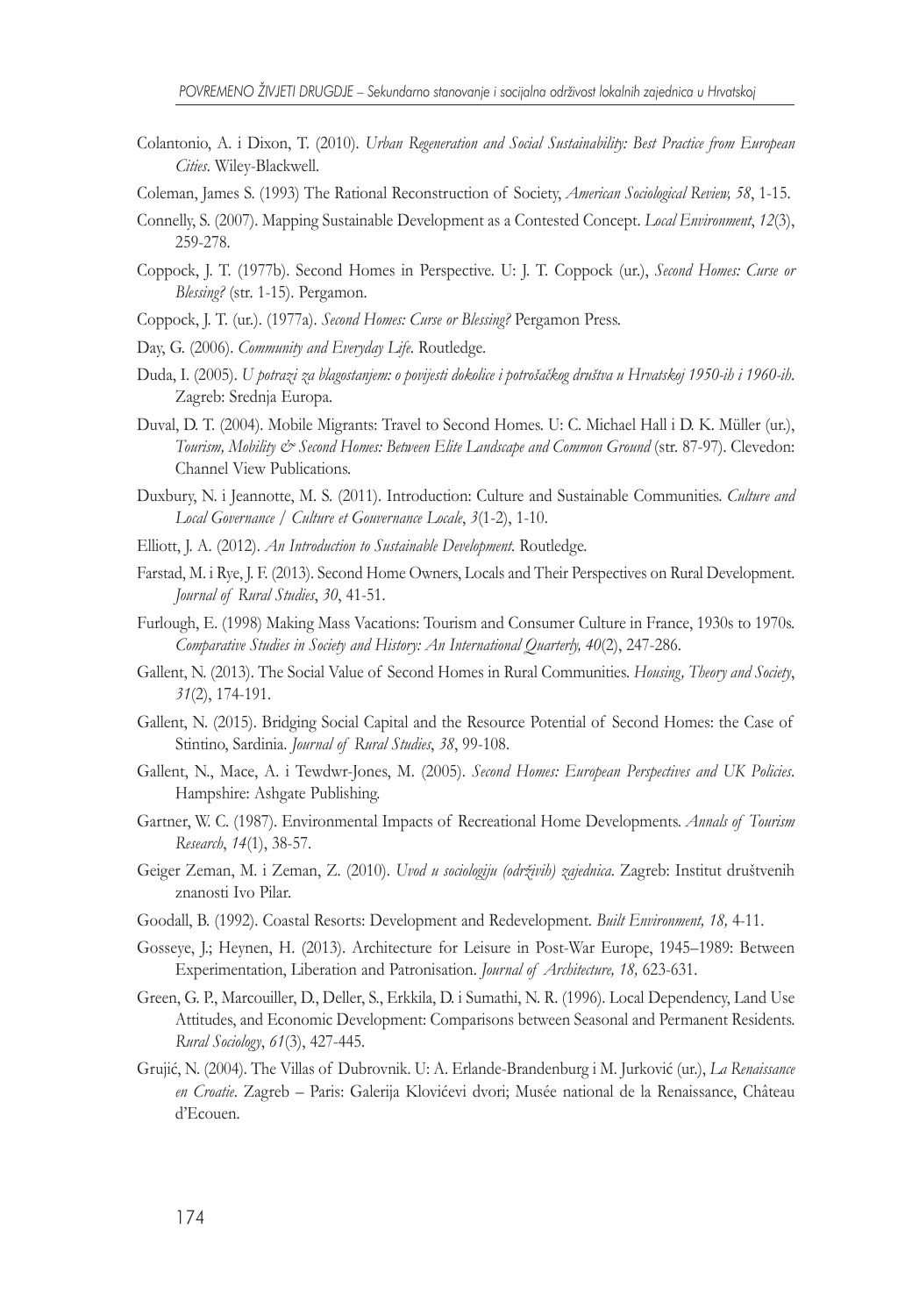Colantonio, A. i Dixon, T. (2010). *Urban Regeneration and Social Sustainability: Best Practice from European Cities*. Wiley-Blackwell.

Coleman, James S. (1993) The Rational Reconstruction of Society, *American Sociological Review, 58*, 1-15.

Connelly, S. (2007). Mapping Sustainable Development as a Contested Concept. *Local Environment*, *12*(3), 259-278.

Coppock, J. T. (1977b). Second Homes in Perspective. U: J. T. Coppock (ur.), *Second Homes: Curse or Blessing?* (str. 1-15). Pergamon.

Coppock, J. T. (ur.). (1977a). *Second Homes: Curse or Blessing?* Pergamon Press.

Day, G. (2006). *Community and Everyday Life*. Routledge.

Duda, I. (2005). *U potrazi za blagostanjem: o povijesti dokolice i potrošačkog društva u Hrvatskoj 1950-ih i 1960-ih*. Zagreb: Srednja Europa.

Duval, D. T. (2004). Mobile Migrants: Travel to Second Homes. U: C. Michael Hall i D. K. Müller (ur.), *Tourism, Mobility & Second Homes: Between Elite Landscape and Common Ground* (str. 87-97). Clevedon: Channel View Publications.

Duxbury, N. i Jeannotte, M. S. (2011). Introduction: Culture and Sustainable Communities. *Culture and Local Governance / Culture et Gouvernance Locale*, *3*(1-2), 1-10.

Elliott, J. A. (2012). *An Introduction to Sustainable Development*. Routledge.

Farstad, M. i Rye, J. F. (2013). Second Home Owners, Locals and Their Perspectives on Rural Development. *Journal of Rural Studies*, *30*, 41-51.

Furlough, E. (1998) Making Mass Vacations: Tourism and Consumer Culture in France, 1930s to 1970s. *Comparative Studies in Society and History: An International Quarterly, 40*(2), 247-286.

Gallent, N. (2013). The Social Value of Second Homes in Rural Communities. *Housing, Theory and Society*, *31*(2), 174-191.

Gallent, N. (2015). Bridging Social Capital and the Resource Potential of Second Homes: the Case of Stintino, Sardinia. *Journal of Rural Studies*, *38*, 99-108.

Gallent, N., Mace, A. i Tewdwr-Jones, M. (2005). *Second Homes: European Perspectives and UK Policies*. Hampshire: Ashgate Publishing.

Gartner, W. C. (1987). Environmental Impacts of Recreational Home Developments. *Annals of Tourism Research*, *14*(1), 38-57.

Geiger Zeman, M. i Zeman, Z. (2010). *Uvod u sociologiju (održivih) zajednica*. Zagreb: Institut društvenih znanosti Ivo Pilar.

Goodall, B. (1992). Coastal Resorts: Development and Redevelopment. *Built Environment, 18,* 4-11.

Gosseye, J.; Heynen, H. (2013). Architecture for Leisure in Post-War Europe, 1945–1989: Between Experimentation, Liberation and Patronisation. *Journal of Architecture, 18,* 623-631.

Green, G. P., Marcouiller, D., Deller, S., Erkkila, D. i Sumathi, N. R. (1996). Local Dependency, Land Use Attitudes, and Economic Development: Comparisons between Seasonal and Permanent Residents. *Rural Sociology*, *61*(3), 427-445.

Grujić, N. (2004). The Villas of Dubrovnik. U: A. Erlande-Brandenburg i M. Jurković (ur.), *La Renaissance en Croatie*. Zagreb – Paris: Galerija Klovićevi dvori; Musée national de la Renaissance, Château d'Ecouen.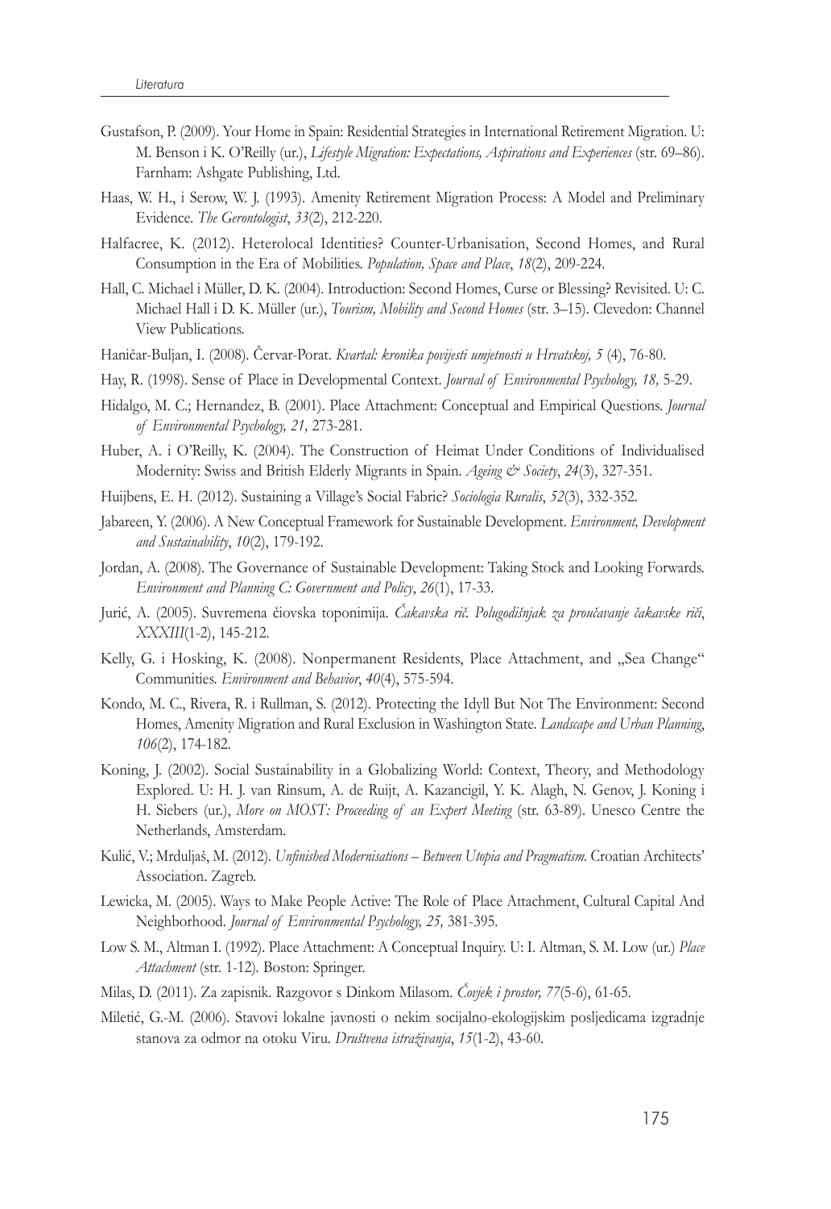Gustafson, P. (2009). Your Home in Spain: Residential Strategies in International Retirement Migration. U: M. Benson i K. O'Reilly (ur.), *Lifestyle Migration: Expectations, Aspirations and Experiences* (str. 69–86). Farnham: Ashgate Publishing, Ltd.

Haas, W. H., i Serow, W. J. (1993). Amenity Retirement Migration Process: A Model and Preliminary Evidence. *The Gerontologist*, *33*(2), 212-220.

Halfacree, K. (2012). Heterolocal Identities? Counter-Urbanisation, Second Homes, and Rural Consumption in the Era of Mobilities. *Population, Space and Place*, *18*(2), 209-224.

Hall, C. Michael i Müller, D. K. (2004). Introduction: Second Homes, Curse or Blessing? Revisited. U: C. Michael Hall i D. K. Müller (ur.), *Tourism, Mobility and Second Homes* (str. 3–15). Clevedon: Channel View Publications.

Haničar-Buljan, I. (2008). Červar-Porat. *Kvartal: kronika povijesti umjetnosti u Hrvatskoj, 5* (4), 76-80.

Hay, R. (1998). Sense of Place in Developmental Context. *Journal of Environmental Psychology, 18,* 5-29.

Hidalgo, M. C.; Hernandez, B. (2001). Place Attachment: Conceptual and Empirical Questions. *Journal of Environmental Psychology, 21,* 273-281.

Huber, A. i O'Reilly, K. (2004). The Construction of Heimat Under Conditions of Individualised Modernity: Swiss and British Elderly Migrants in Spain. *Ageing & Society*, *24*(3), 327-351.

Huijbens, E. H. (2012). Sustaining a Village's Social Fabric? *Sociologia Ruralis*, *52*(3), 332-352.

Jabareen, Y. (2006). A New Conceptual Framework for Sustainable Development. *Environment, Development and Sustainability*, *10*(2), 179-192.

Jordan, A. (2008). The Governance of Sustainable Development: Taking Stock and Looking Forwards. *Environment and Planning C: Government and Policy*, *26*(1), 17-33.

Jurić, A. (2005). Suvremena čiovska toponimija. *Čakavska rič. Polugodišnjak za proučavanje čakavske riči*, *XXXIII*(1-2), 145-212.

Kelly, G. i Hosking, K. (2008). Nonpermanent Residents, Place Attachment, and „Sea Change" Communities. *Environment and Behavior*, *40*(4), 575-594.

Kondo, M. C., Rivera, R. i Rullman, S. (2012). Protecting the Idyll But Not The Environment: Second Homes, Amenity Migration and Rural Exclusion in Washington State. *Landscape and Urban Planning*, *106*(2), 174-182.

Koning, J. (2002). Social Sustainability in a Globalizing World: Context, Theory, and Methodology Explored. U: H. J. van Rinsum, A. de Ruijt, A. Kazancigil, Y. K. Alagh, N. Genov, J. Koning i H. Siebers (ur.), *More on MOST: Proceeding of an Expert Meeting* (str. 63-89). Unesco Centre the Netherlands, Amsterdam.

Kulić, V.; Mrduljaš, M. (2012). *Unfinished Modernisations – Between Utopia and Pragmatism*. Croatian Architects' Association. Zagreb.

Lewicka, M. (2005). Ways to Make People Active: The Role of Place Attachment, Cultural Capital And Neighborhood. *Journal of Environmental Psychology, 25,* 381-395.

Low S. M., Altman I. (1992). Place Attachment: A Conceptual Inquiry. U: I. Altman, S. M. Low (ur.) *Place Attachment* (str. 1-12). Boston: Springer.

Milas, D. (2011). Za zapisnik. Razgovor s Dinkom Milasom. *Čovjek i prostor, 77*(5-6), 61-65.

Miletić, G.-M. (2006). Stavovi lokalne javnosti o nekim socijalno-ekologijskim posljedicama izgradnje stanova za odmor na otoku Viru. *Društvena istraživanja*, *15*(1-2), 43-60.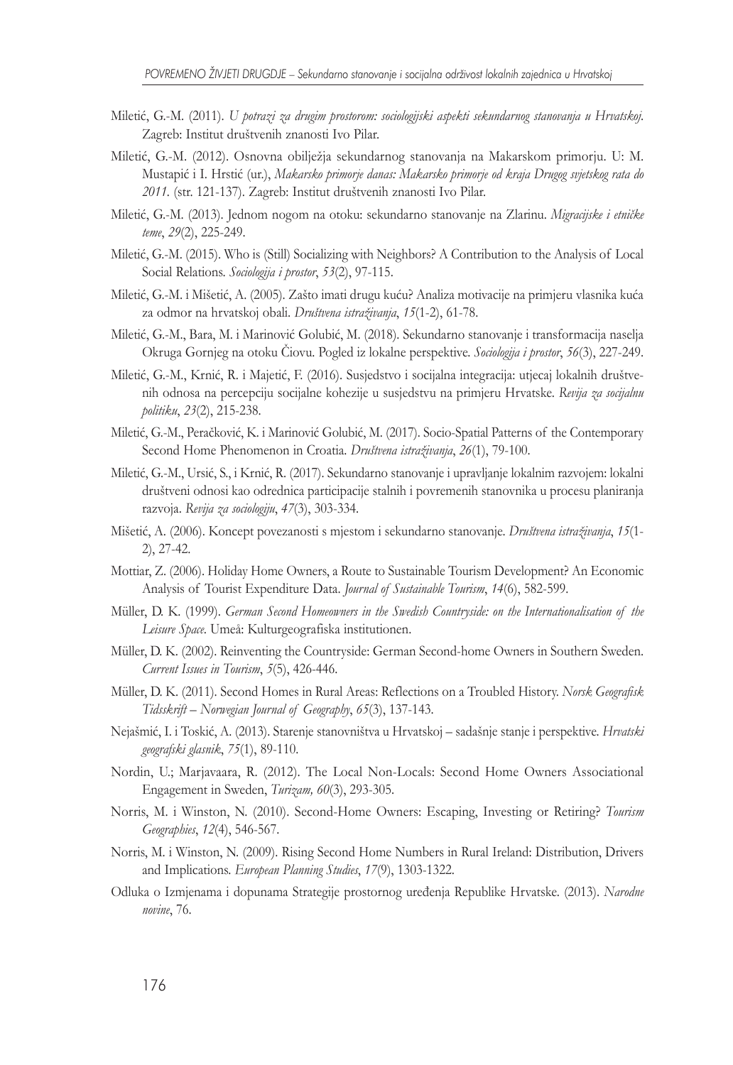Miletić, G.-M. (2011). *U potrazi za drugim prostorom: sociologijski aspekti sekundarnog stanovanja u Hrvatskoj*. Zagreb: Institut društvenih znanosti Ivo Pilar.

Miletić, G.-M. (2012). Osnovna obilježja sekundarnog stanovanja na Makarskom primorju. U: M. Mustapić i I. Hrstić (ur.), *Makarsko primorje danas: Makarsko primorje od kraja Drugog svjetskog rata do 2011.* (str. 121-137). Zagreb: Institut društvenih znanosti Ivo Pilar.

Miletić, G.-M. (2013). Jednom nogom na otoku: sekundarno stanovanje na Zlarinu. *Migracijske i etničke teme*, *29*(2), 225-249.

Miletić, G.-M. (2015). Who is (Still) Socializing with Neighbors? A Contribution to the Analysis of Local Social Relations. *Sociologija i prostor*, *53*(2), 97-115.

Miletić, G.-M. i Mišetić, A. (2005). Zašto imati drugu kuću? Analiza motivacije na primjeru vlasnika kuća za odmor na hrvatskoj obali. *Društvena istraživanja*, *15*(1-2), 61-78.

Miletić, G.-M., Bara, M. i Marinović Golubić, M. (2018). Sekundarno stanovanje i transformacija naselja Okruga Gornjeg na otoku Čiovu. Pogled iz lokalne perspektive. *Sociologija i prostor*, *56*(3), 227-249.

Miletić, G.-M., Krnić, R. i Majetić, F. (2016). Susjedstvo i socijalna integracija: utjecaj lokalnih društvenih odnosa na percepciju socijalne kohezije u susjedstvu na primjeru Hrvatske. *Revija za socijalnu politiku*, *23*(2), 215-238.

Miletić, G.-M., Peračković, K. i Marinović Golubić, M. (2017). Socio-Spatial Patterns of the Contemporary Second Home Phenomenon in Croatia. *Društvena istraživanja*, *26*(1), 79-100.

Miletić, G.-M., Ursić, S., i Krnić, R. (2017). Sekundarno stanovanje i upravljanje lokalnim razvojem: lokalni društveni odnosi kao odrednica participacije stalnih i povremenih stanovnika u procesu planiranja razvoja. *Revija za sociologiju*, *47*(3), 303-334.

Mišetić, A. (2006). Koncept povezanosti s mjestom i sekundarno stanovanje. *Društvena istraživanja*, *15*(1-2), 27-42.

Mottiar, Z. (2006). Holiday Home Owners, a Route to Sustainable Tourism Development? An Economic Analysis of Tourist Expenditure Data. *Journal of Sustainable Tourism*, *14*(6), 582-599.

Müller, D. K. (1999). *German Second Homeowners in the Swedish Countryside: on the Internationalisation of the Leisure Space*. Umeå: Kulturgeografiska institutionen.

Müller, D. K. (2002). Reinventing the Countryside: German Second-home Owners in Southern Sweden. *Current Issues in Tourism*, *5*(5), 426-446.

Müller, D. K. (2011). Second Homes in Rural Areas: Reflections on a Troubled History. *Norsk Geografisk Tidsskrift – Norwegian Journal of Geography*, *65*(3), 137-143.

Nejašmić, I. i Toskić, A. (2013). Starenje stanovništva u Hrvatskoj – sadašnje stanje i perspektive. *Hrvatski geografski glasnik*, *75*(1), 89-110.

Nordin, U.; Marjavaara, R. (2012). The Local Non-Locals: Second Home Owners Associational Engagement in Sweden, *Turizam, 60*(3), 293-305.

Norris, M. i Winston, N. (2010). Second-Home Owners: Escaping, Investing or Retiring? *Tourism Geographies*, *12*(4), 546-567.

Norris, M. i Winston, N. (2009). Rising Second Home Numbers in Rural Ireland: Distribution, Drivers and Implications. *European Planning Studies*, *17*(9), 1303-1322.

Odluka o Izmjenama i dopunama Strategije prostornog uređenja Republike Hrvatske. (2013). *Narodne novine*, 76.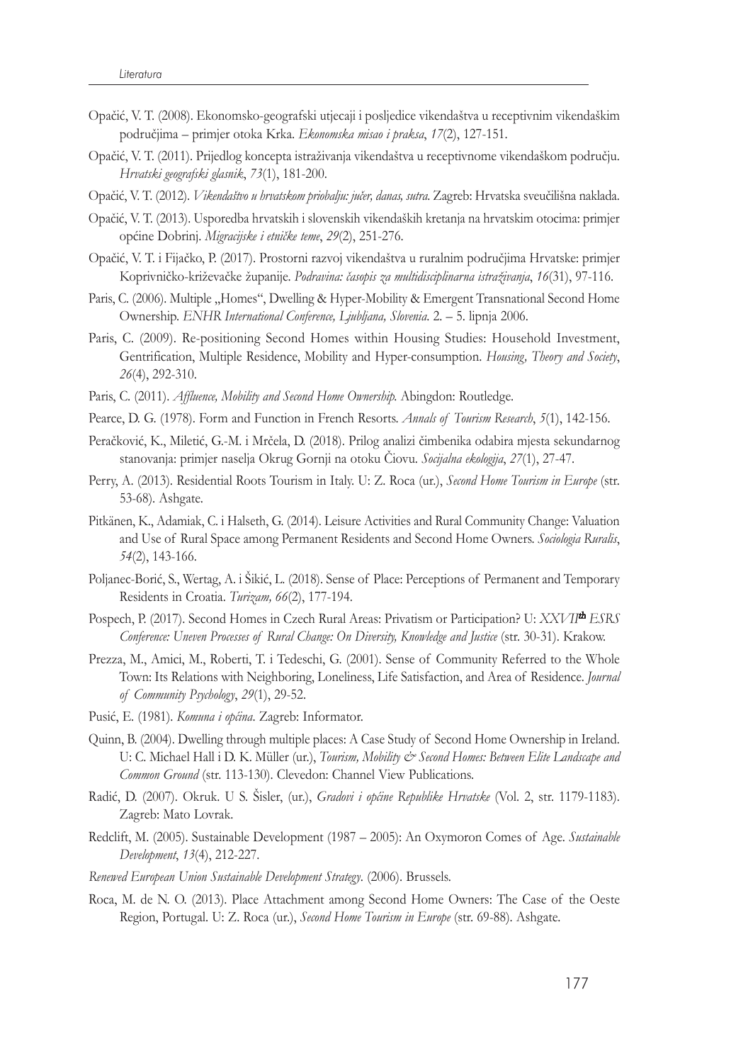Opačić, V. T. (2008). Ekonomsko-geografski utjecaji i posljedice vikendaštva u receptivnim vikendaškim područjima – primjer otoka Krka. *Ekonomska misao i praksa*, *17*(2), 127-151.

Opačić, V. T. (2011). Prijedlog koncepta istraživanja vikendaštva u receptivnome vikendaškom području. *Hrvatski geografski glasnik*, *73*(1), 181-200.

Opačić, V. T. (2012). *Vikendaštvo u hrvatskom priobalju: jučer, danas, sutra*. Zagreb: Hrvatska sveučilišna naklada.

Opačić, V. T. (2013). Usporedba hrvatskih i slovenskih vikendaških kretanja na hrvatskim otocima: primjer općine Dobrinj. *Migracijske i etničke teme*, *29*(2), 251-276.

Opačić, V. T. i Fijačko, P. (2017). Prostorni razvoj vikendaštva u ruralnim područjima Hrvatske: primjer Koprivničko-križevačke županije. *Podravina: časopis za multidisciplinarna istraživanja*, *16*(31), 97-116.

Paris, C. (2006). Multiple „Homes", Dwelling & Hyper-Mobility & Emergent Transnational Second Home Ownership. *ENHR International Conference, Ljubljana, Slovenia*. 2. – 5. lipnja 2006.

Paris, C. (2009). Re-positioning Second Homes within Housing Studies: Household Investment, Gentrification, Multiple Residence, Mobility and Hyper-consumption. *Housing, Theory and Society*, *26*(4), 292-310.

Paris, C. (2011). *Affluence, Mobility and Second Home Ownership*. Abingdon: Routledge.

Pearce, D. G. (1978). Form and Function in French Resorts. *Annals of Tourism Research*, *5*(1), 142-156.

Peračković, K., Miletić, G.-M. i Mrčela, D. (2018). Prilog analizi čimbenika odabira mjesta sekundarnog stanovanja: primjer naselja Okrug Gornji na otoku Čiovu. *Socijalna ekologija*, *27*(1), 27-47.

Perry, A. (2013). Residential Roots Tourism in Italy. U: Z. Roca (ur.), *Second Home Tourism in Europe* (str. 53-68). Ashgate.

Pitkänen, K., Adamiak, C. i Halseth, G. (2014). Leisure Activities and Rural Community Change: Valuation and Use of Rural Space among Permanent Residents and Second Home Owners. *Sociologia Ruralis*, *54*(2), 143-166.

Poljanec-Borić, S., Wertag, A. i Šikić, L. (2018). Sense of Place: Perceptions of Permanent and Temporary Residents in Croatia. *Turizam, 66*(2), 177-194.

Pospech, P. (2017). Second Homes in Czech Rural Areas: Privatism or Participation? U: *XXVII$^{th}$ ESRS Conference: Uneven Processes of Rural Change: On Diversity, Knowledge and Justice* (str. 30-31). Krakow.

Prezza, M., Amici, M., Roberti, T. i Tedeschi, G. (2001). Sense of Community Referred to the Whole Town: Its Relations with Neighboring, Loneliness, Life Satisfaction, and Area of Residence. *Journal of Community Psychology*, *29*(1), 29-52.

Pusić, E. (1981). *Komuna i općina*. Zagreb: Informator.

Quinn, B. (2004). Dwelling through multiple places: A Case Study of Second Home Ownership in Ireland. U: C. Michael Hall i D. K. Müller (ur.), *Tourism, Mobility & Second Homes: Between Elite Landscape and Common Ground* (str. 113-130). Clevedon: Channel View Publications.

Radić, D. (2007). Okruk. U S. Šisler, (ur.), *Gradovi i općine Republike Hrvatske* (Vol. 2, str. 1179-1183). Zagreb: Mato Lovrak.

Redclift, M. (2005). Sustainable Development (1987 – 2005): An Oxymoron Comes of Age. *Sustainable Development*, *13*(4), 212-227.

*Renewed European Union Sustainable Development Strategy*. (2006). Brussels.

Roca, M. de N. O. (2013). Place Attachment among Second Home Owners: The Case of the Oeste Region, Portugal. U: Z. Roca (ur.), *Second Home Tourism in Europe* (str. 69-88). Ashgate.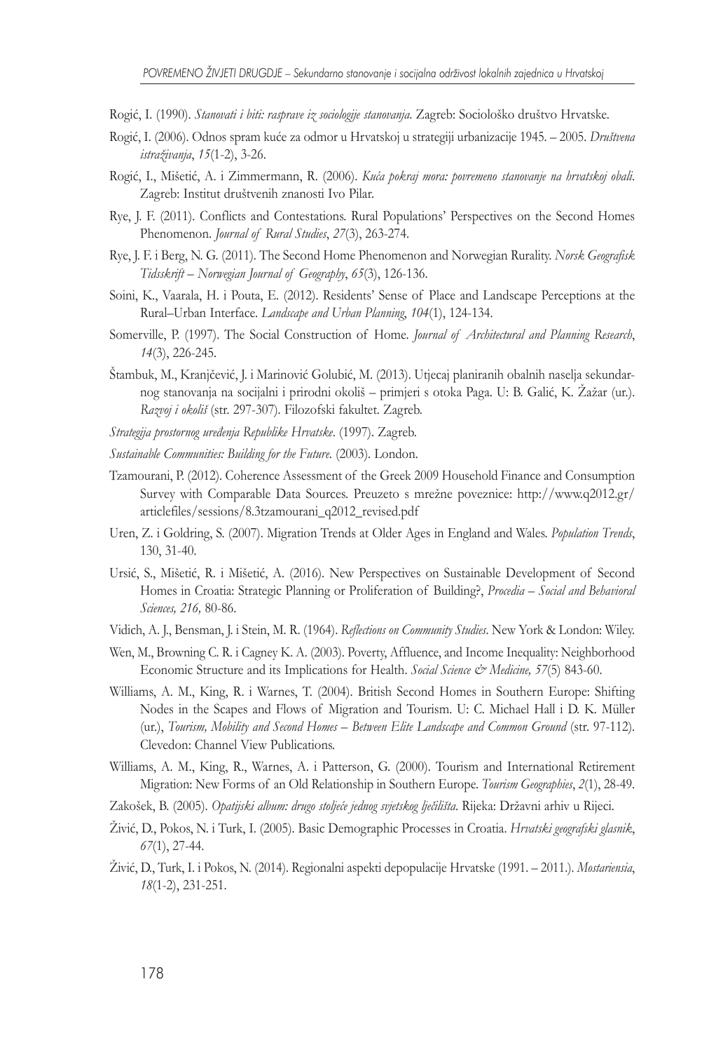Rogić, I. (1990). *Stanovati i biti: rasprave iz sociologije stanovanja*. Zagreb: Sociološko društvo Hrvatske.

Rogić, I. (2006). Odnos spram kuće za odmor u Hrvatskoj u strategiji urbanizacije 1945. – 2005. *Društvena istraživanja*, *15*(1-2), 3-26.

Rogić, I., Mišetić, A. i Zimmermann, R. (2006). *Kuća pokraj mora: povremeno stanovanje na hrvatskoj obali*. Zagreb: Institut društvenih znanosti Ivo Pilar.

Rye, J. F. (2011). Conflicts and Contestations. Rural Populations' Perspectives on the Second Homes Phenomenon. *Journal of Rural Studies*, *27*(3), 263-274.

Rye, J. F. i Berg, N. G. (2011). The Second Home Phenomenon and Norwegian Rurality. *Norsk Geografisk Tidsskrift – Norwegian Journal of Geography*, *65*(3), 126-136.

Soini, K., Vaarala, H. i Pouta, E. (2012). Residents' Sense of Place and Landscape Perceptions at the Rural–Urban Interface. *Landscape and Urban Planning*, *104*(1), 124-134.

Somerville, P. (1997). The Social Construction of Home. *Journal of Architectural and Planning Research*, *14*(3), 226-245.

Štambuk, M., Kranjčević, J. i Marinović Golubić, M. (2013). Utjecaj planiranih obalnih naselja sekundarnog stanovanja na socijalni i prirodni okoliš – primjeri s otoka Paga. U: B. Galić, K. Žažar (ur.). *Razvoj i okoliš* (str. 297-307). Filozofski fakultet. Zagreb.

*Strategija prostornog uređenja Republike Hrvatske*. (1997). Zagreb.

*Sustainable Communities: Building for the Future*. (2003). London.

Tzamourani, P. (2012). Coherence Assessment of the Greek 2009 Household Finance and Consumption Survey with Comparable Data Sources. Preuzeto s mrežne poveznice: http://www.q2012.gr/articlefiles/sessions/8.3tzamourani_q2012_revised.pdf

Uren, Z. i Goldring, S. (2007). Migration Trends at Older Ages in England and Wales. *Population Trends*, 130, 31-40.

Ursić, S., Mišetić, R. i Mišetić, A. (2016). New Perspectives on Sustainable Development of Second Homes in Croatia: Strategic Planning or Proliferation of Building?, *Procedia – Social and Behavioral Sciences, 216,* 80-86.

Vidich, A. J., Bensman, J. i Stein, M. R. (1964). *Reflections on Community Studies*. New York & London: Wiley.

Wen, M., Browning C. R. i Cagney K. A. (2003). Poverty, Affluence, and Income Inequality: Neighborhood Economic Structure and its Implications for Health. *Social Science & Medicine, 57*(5) 843-60.

Williams, A. M., King, R. i Warnes, T. (2004). British Second Homes in Southern Europe: Shifting Nodes in the Scapes and Flows of Migration and Tourism. U: C. Michael Hall i D. K. Müller (ur.), *Tourism, Mobility and Second Homes – Between Elite Landscape and Common Ground* (str. 97-112). Clevedon: Channel View Publications.

Williams, A. M., King, R., Warnes, A. i Patterson, G. (2000). Tourism and International Retirement Migration: New Forms of an Old Relationship in Southern Europe. *Tourism Geographies*, *2*(1), 28-49.

Zakošek, B. (2005). *Opatijski album: drugo stoljeće jednog svjetskog lječilišta*. Rijeka: Državni arhiv u Rijeci.

Živić, D., Pokos, N. i Turk, I. (2005). Basic Demographic Processes in Croatia. *Hrvatski geografski glasnik*, *67*(1), 27-44.

Živić, D., Turk, I. i Pokos, N. (2014). Regionalni aspekti depopulacije Hrvatske (1991. – 2011.). *Mostariensia*, *18*(1-2), 231-251.